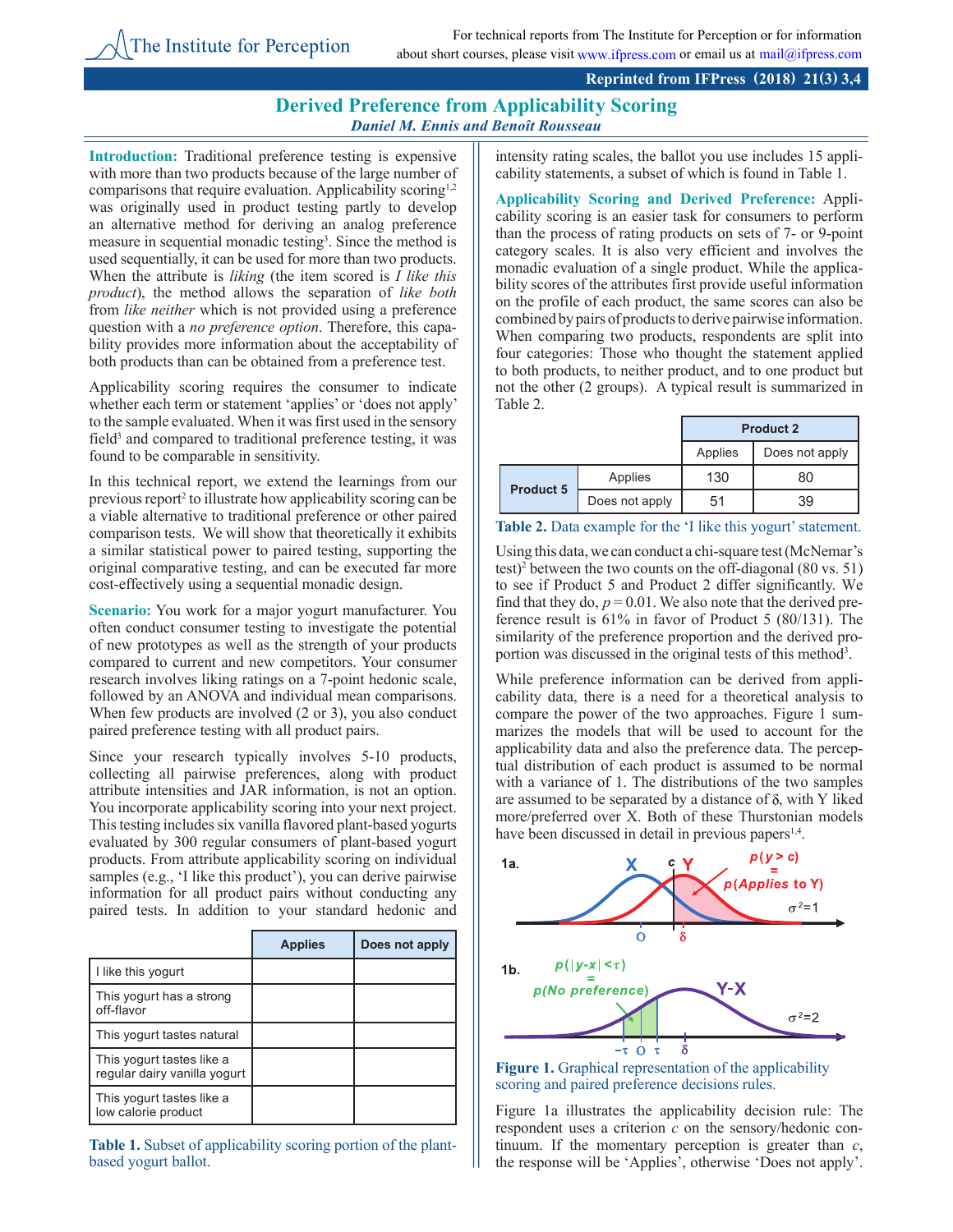# Derived Preference from Applicability Scoring

***Daniel M. Ennis and Benoît Rousseau***

**Introduction:** Traditional preference testing is expensive with more than two products because of the large number of comparisons that require evaluation. Applicability scoring[1,2] was originally used in product testing partly to develop an alternative method for deriving an analog preference measure in sequential monadic testing[3]. Since the method is used sequentially, it can be used for more than two products. When the attribute is *liking* (the item scored is *I like this product*), the method allows the separation of *like both* from *like neither* which is not provided using a preference question with a *no preference option*. Therefore, this capability provides more information about the acceptability of both products than can be obtained from a preference test.

Applicability scoring requires the consumer to indicate whether each term or statement 'applies' or 'does not apply' to the sample evaluated. When it was first used in the sensory field[3] and compared to traditional preference testing, it was found to be comparable in sensitivity.

In this technical report, we extend the learnings from our previous report[2] to illustrate how applicability scoring can be a viable alternative to traditional preference or other paired comparison tests. We will show that theoretically it exhibits a similar statistical power to paired testing, supporting the original comparative testing, and can be executed far more cost-effectively using a sequential monadic design.

**Scenario:** You work for a major yogurt manufacturer. You often conduct consumer testing to investigate the potential of new prototypes as well as the strength of your products compared to current and new competitors. Your consumer research involves liking ratings on a 7-point hedonic scale, followed by an ANOVA and individual mean comparisons. When few products are involved (2 or 3), you also conduct paired preference testing with all product pairs.

Since your research typically involves 5-10 products, collecting all pairwise preferences, along with product attribute intensities and JAR information, is not an option. You incorporate applicability scoring into your next project. This testing includes six vanilla flavored plant-based yogurts evaluated by 300 regular consumers of plant-based yogurt products. From attribute applicability scoring on individual samples (e.g., 'I like this product'), you can derive pairwise information for all product pairs without conducting any paired tests. In addition to your standard hedonic and intensity rating scales, the ballot you use includes 15 applicability statements, a subset of which is found in Table 1.

| | Applies | Does not apply |
|---|---|---|
| I like this yogurt | | |
| This yogurt has a strong off-flavor | | |
| This yogurt tastes natural | | |
| This yogurt tastes like a regular dairy vanilla yogurt | | |
| This yogurt tastes like a low calorie product | | |

**Table 1.** Subset of applicability scoring portion of the plant-based yogurt ballot.

**Applicability Scoring and Derived Preference:** Applicability scoring is an easier task for consumers to perform than the process of rating products on sets of 7- or 9-point category scales. It is also very efficient and involves the monadic evaluation of a single product. While the applicability scores of the attributes first provide useful information on the profile of each product, the same scores can also be combined by pairs of products to derive pairwise information. When comparing two products, respondents are split into four categories: Those who thought the statement applied to both products, to neither product, and to one product but not the other (2 groups). A typical result is summarized in Table 2.

| | | Product 2 | |
|---|---|---|---|
| | | Applies | Does not apply |
| **Product 5** | Applies | 130 | 80 |
| | Does not apply | 51 | 39 |

**Table 2.** Data example for the 'I like this yogurt' statement.

Using this data, we can conduct a chi-square test (McNemar's test)[2] between the two counts on the off-diagonal (80 vs. 51) to see if Product 5 and Product 2 differ significantly. We find that they do, $p = 0.01$. We also note that the derived preference result is 61% in favor of Product 5 (80/131). The similarity of the preference proportion and the derived proportion was discussed in the original tests of this method[3].

While preference information can be derived from applicability data, there is a need for a theoretical analysis to compare the power of the two approaches. Figure 1 summarizes the models that will be used to account for the applicability data and also the preference data. The perceptual distribution of each product is assumed to be normal with a variance of 1. The distributions of the two samples are assumed to be separated by a distance of $\delta$, with Y liked more/preferred over X. Both of these Thurstonian models have been discussed in detail in previous papers[1,4].

**Figure 1.** Graphical representation of the applicability scoring and paired preference decisions rules.

Figure 1a illustrates the applicability decision rule: The respondent uses a criterion $c$ on the sensory/hedonic continuum. If the momentary perception is greater than $c$, the response will be 'Applies', otherwise 'Does not apply'.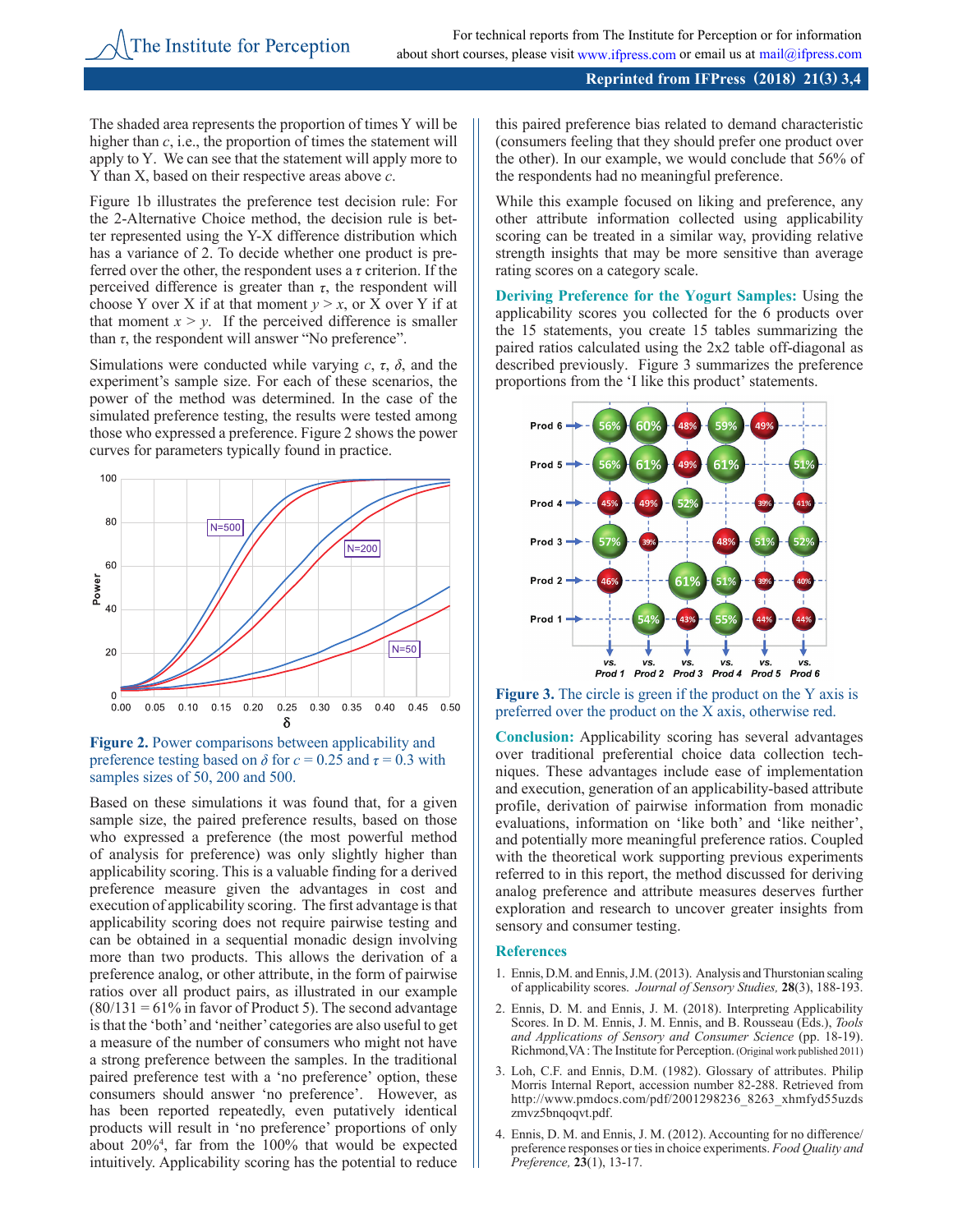The shaded area represents the proportion of times Y will be higher than $c$, i.e., the proportion of times the statement will apply to Y. We can see that the statement will apply more to Y than X, based on their respective areas above $c$.

Figure 1b illustrates the preference test decision rule: For the 2-Alternative Choice method, the decision rule is better represented using the Y-X difference distribution which has a variance of 2. To decide whether one product is preferred over the other, the respondent uses a $\tau$ criterion. If the perceived difference is greater than $\tau$, the respondent will choose Y over X if at that moment $y > x$, or X over Y if at that moment $x > y$. If the perceived difference is smaller than $\tau$, the respondent will answer "No preference".

Simulations were conducted while varying $c$, $\tau$, $\delta$, and the experiment's sample size. For each of these scenarios, the power of the method was determined. In the case of the simulated preference testing, the results were tested among those who expressed a preference. Figure 2 shows the power curves for parameters typically found in practice.

Power
100
80
60
40
20
0
N=500
N=200
N=50
0.00 0.05 0.10 0.15 0.20 0.25 0.30 0.35 0.40 0.45 0.50
δ

**Figure 2.** Power comparisons between applicability and preference testing based on $\delta$ for $c = 0.25$ and $\tau = 0.3$ with samples sizes of 50, 200 and 500.

Based on these simulations it was found that, for a given sample size, the paired preference results, based on those who expressed a preference (the most powerful method of analysis for preference) was only slightly higher than applicability scoring. This is a valuable finding for a derived preference measure given the advantages in cost and execution of applicability scoring. The first advantage is that applicability scoring does not require pairwise testing and can be obtained in a sequential monadic design involving more than two products. This allows the derivation of a preference analog, or other attribute, in the form of pairwise ratios over all product pairs, as illustrated in our example (80/131 = 61% in favor of Product 5). The second advantage is that the 'both' and 'neither' categories are also useful to get a measure of the number of consumers who might not have a strong preference between the samples. In the traditional paired preference test with a 'no preference' option, these consumers should answer 'no preference'. However, as has been reported repeatedly, even putatively identical products will result in 'no preference' proportions of only about 20%[4], far from the 100% that would be expected intuitively. Applicability scoring has the potential to reduce this paired preference bias related to demand characteristic (consumers feeling that they should prefer one product over the other). In our example, we would conclude that 56% of the respondents had no meaningful preference.

While this example focused on liking and preference, any other attribute information collected using applicability scoring can be treated in a similar way, providing relative strength insights that may be more sensitive than average rating scores on a category scale.

**Deriving Preference for the Yogurt Samples:** Using the applicability scores you collected for the 6 products over the 15 statements, you create 15 tables summarizing the paired ratios calculated using the 2x2 table off-diagonal as described previously. Figure 3 summarizes the preference proportions from the 'I like this product' statements.

Prod 6: 56% 60% 48% 59% 49%
Prod 5: 56% 61% 49% 61% 51%
Prod 4: 45% 49% 52% 39% 41%
Prod 3: 57% 39% 48% 51% 52%
Prod 2: 46% 61% 51% 39% 40%
Prod 1: 54% 43% 55% 44% 44%
vs. Prod 1 | vs. Prod 2 | vs. Prod 3 | vs. Prod 4 | vs. Prod 5 | vs. Prod 6

**Figure 3.** The circle is green if the product on the Y axis is preferred over the product on the X axis, otherwise red.

**Conclusion:** Applicability scoring has several advantages over traditional preferential choice data collection techniques. These advantages include ease of implementation and execution, generation of an applicability-based attribute profile, derivation of pairwise information from monadic evaluations, information on 'like both' and 'like neither', and potentially more meaningful preference ratios. Coupled with the theoretical work supporting previous experiments referred to in this report, the method discussed for deriving analog preference and attribute measures deserves further exploration and research to uncover greater insights from sensory and consumer testing.

## References

1. Ennis, D.M. and Ennis, J.M. (2013). Analysis and Thurstonian scaling of applicability scores. *Journal of Sensory Studies,* **28**(3), 188-193.
2. Ennis, D. M. and Ennis, J. M. (2018). Interpreting Applicability Scores. In D. M. Ennis, J. M. Ennis, and B. Rousseau (Eds.), *Tools and Applications of Sensory and Consumer Science* (pp. 18-19). Richmond,VA : The Institute for Perception. (Original work published 2011)
3. Loh, C.F. and Ennis, D.M. (1982). Glossary of attributes. Philip Morris Internal Report, accession number 82-288. Retrieved from http://www.pmdocs.com/pdf/2001298236_8263_xhmfyd55uzdszmvz5bnqoqvt.pdf.
4. Ennis, D. M. and Ennis, J. M. (2012). Accounting for no difference/preference responses or ties in choice experiments. *Food Quality and Preference,* **23**(1), 13-17.